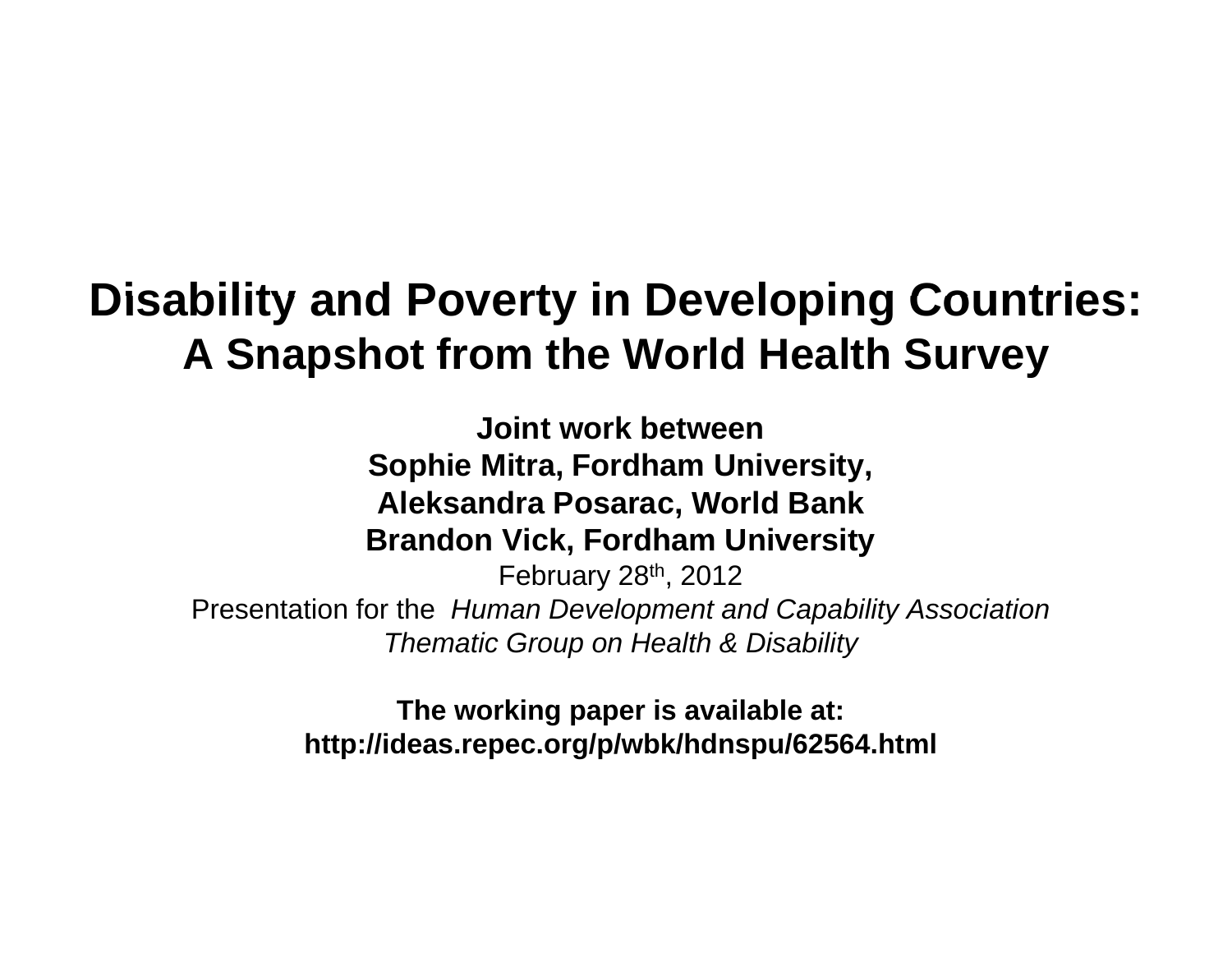# Disability and Poverty in Developing Countries: A Snapshot from the World Health Survey

**Joint work between**
**Sophie Mitra, Fordham University,**
**Aleksandra Posarac, World Bank**
**Brandon Vick, Fordham University**

February 28th, 2012

Presentation for the *Human Development and Capability Association Thematic Group on Health & Disability*

**The working paper is available at:**
**http://ideas.repec.org/p/wbk/hdnspu/62564.html**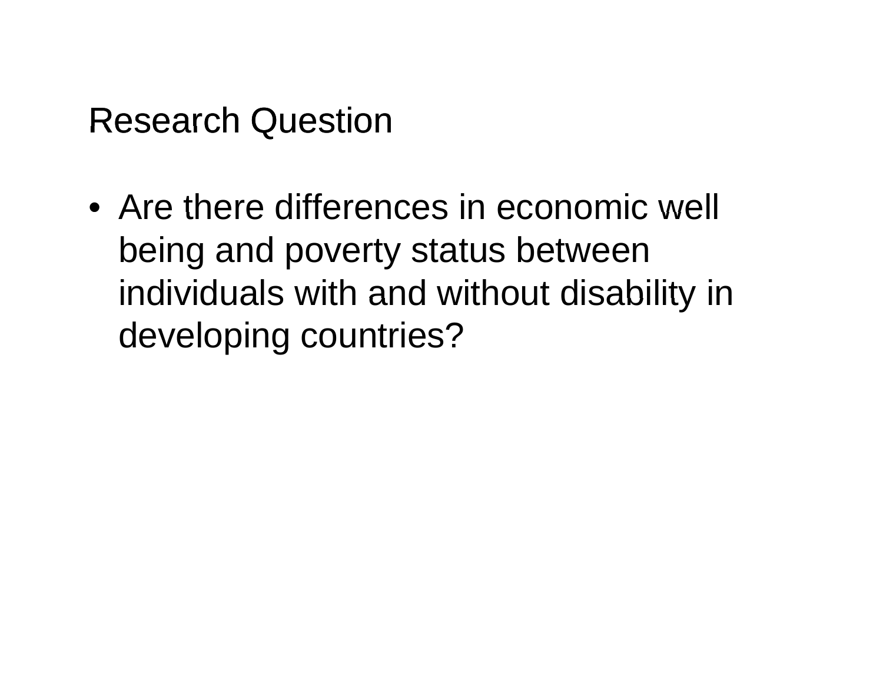# Research Question

- Are there differences in economic well being and poverty status between individuals with and without disability in developing countries?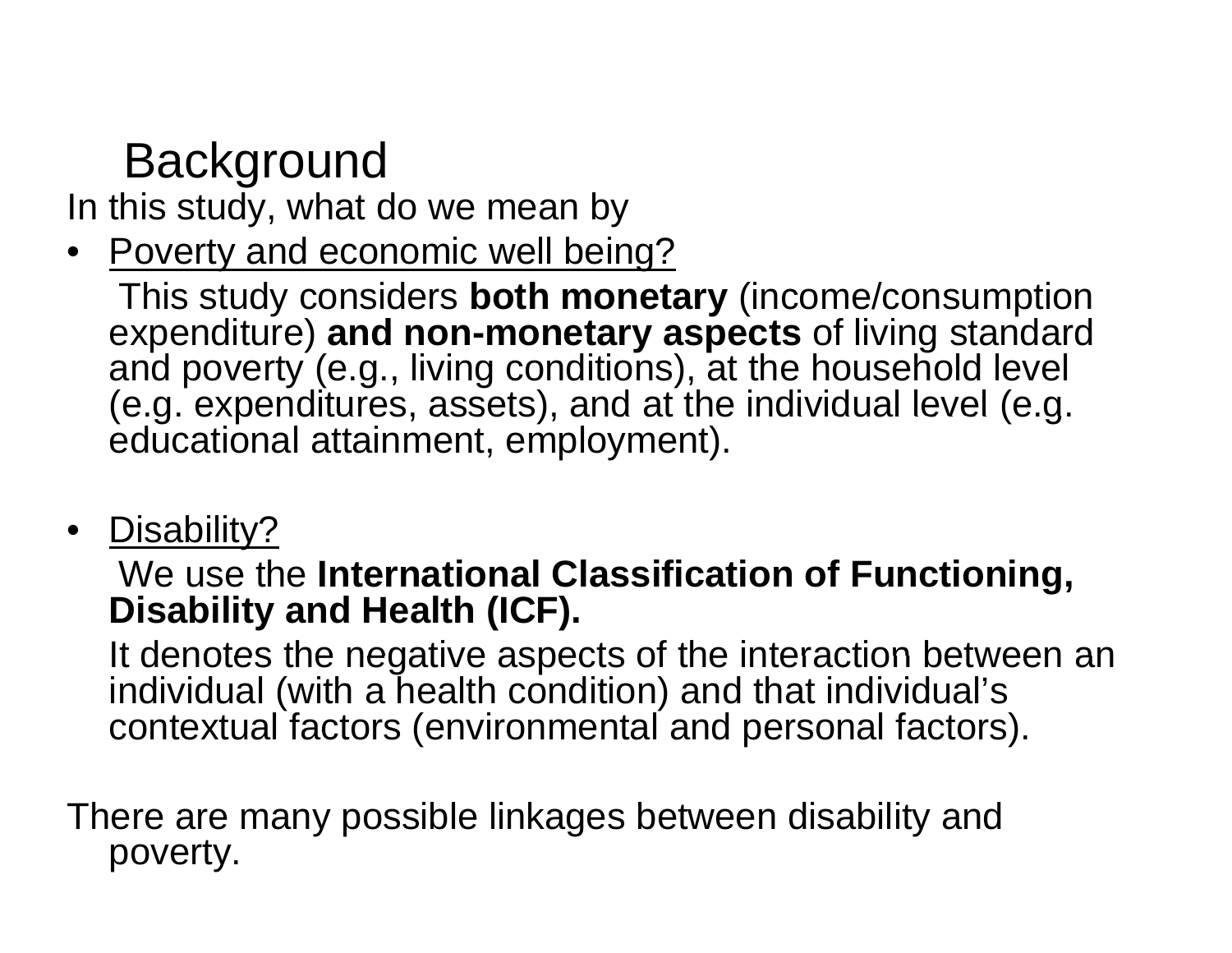# Background

In this study, what do we mean by

- Poverty and economic well being?

  This study considers **both monetary** (income/consumption expenditure) **and non-monetary aspects** of living standard and poverty (e.g., living conditions), at the household level (e.g. expenditures, assets), and at the individual level (e.g. educational attainment, employment).

- Disability?

  We use the **International Classification of Functioning, Disability and Health (ICF).**

  It denotes the negative aspects of the interaction between an individual (with a health condition) and that individual's contextual factors (environmental and personal factors).

There are many possible linkages between disability and poverty.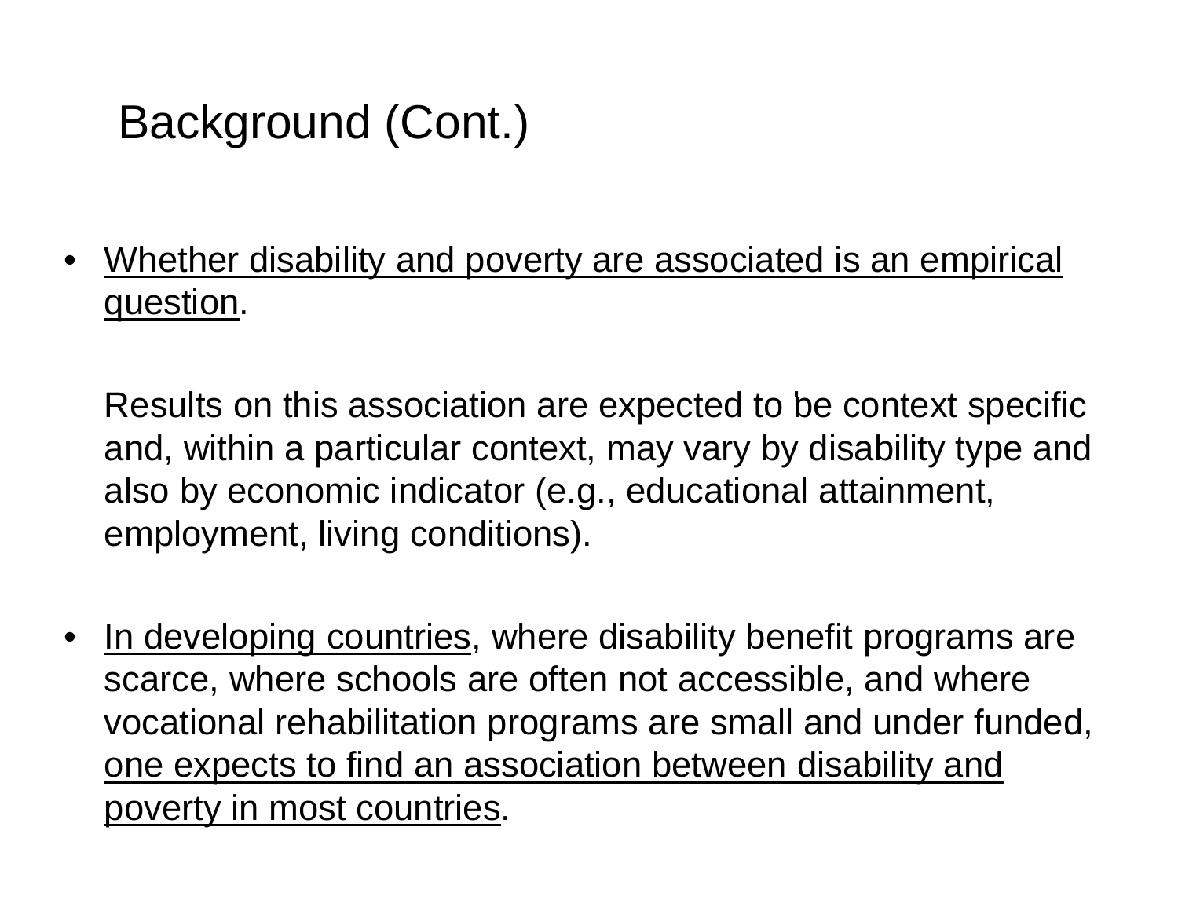# Background (Cont.)

- Whether disability and poverty are associated is an empirical question.

  Results on this association are expected to be context specific and, within a particular context, may vary by disability type and also by economic indicator (e.g., educational attainment, employment, living conditions).

- In developing countries, where disability benefit programs are scarce, where schools are often not accessible, and where vocational rehabilitation programs are small and under funded, one expects to find an association between disability and poverty in most countries.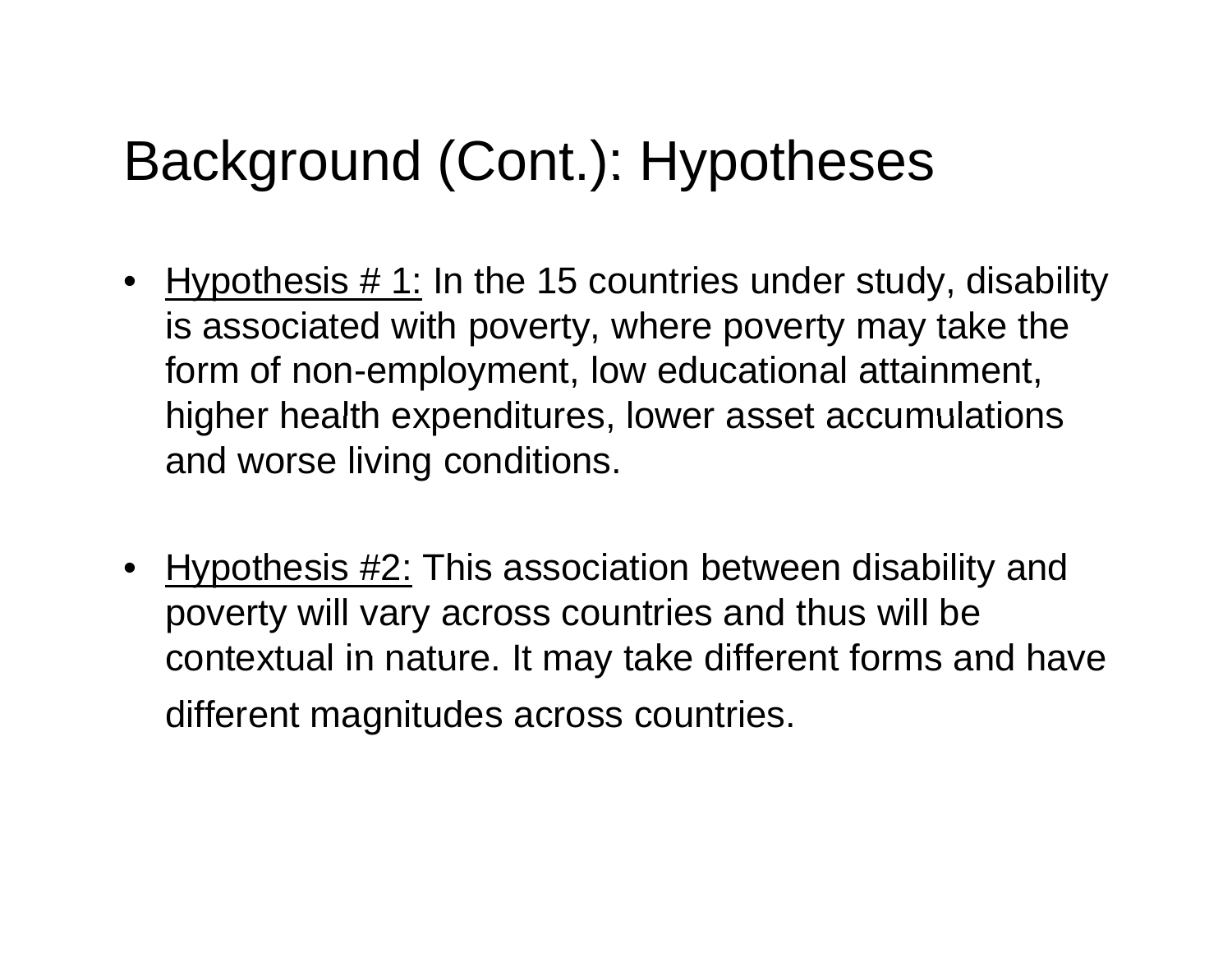# Background (Cont.): Hypotheses

- Hypothesis # 1: In the 15 countries under study, disability is associated with poverty, where poverty may take the form of non-employment, low educational attainment, higher health expenditures, lower asset accumulations and worse living conditions.

- Hypothesis #2: This association between disability and poverty will vary across countries and thus will be contextual in nature. It may take different forms and have different magnitudes across countries.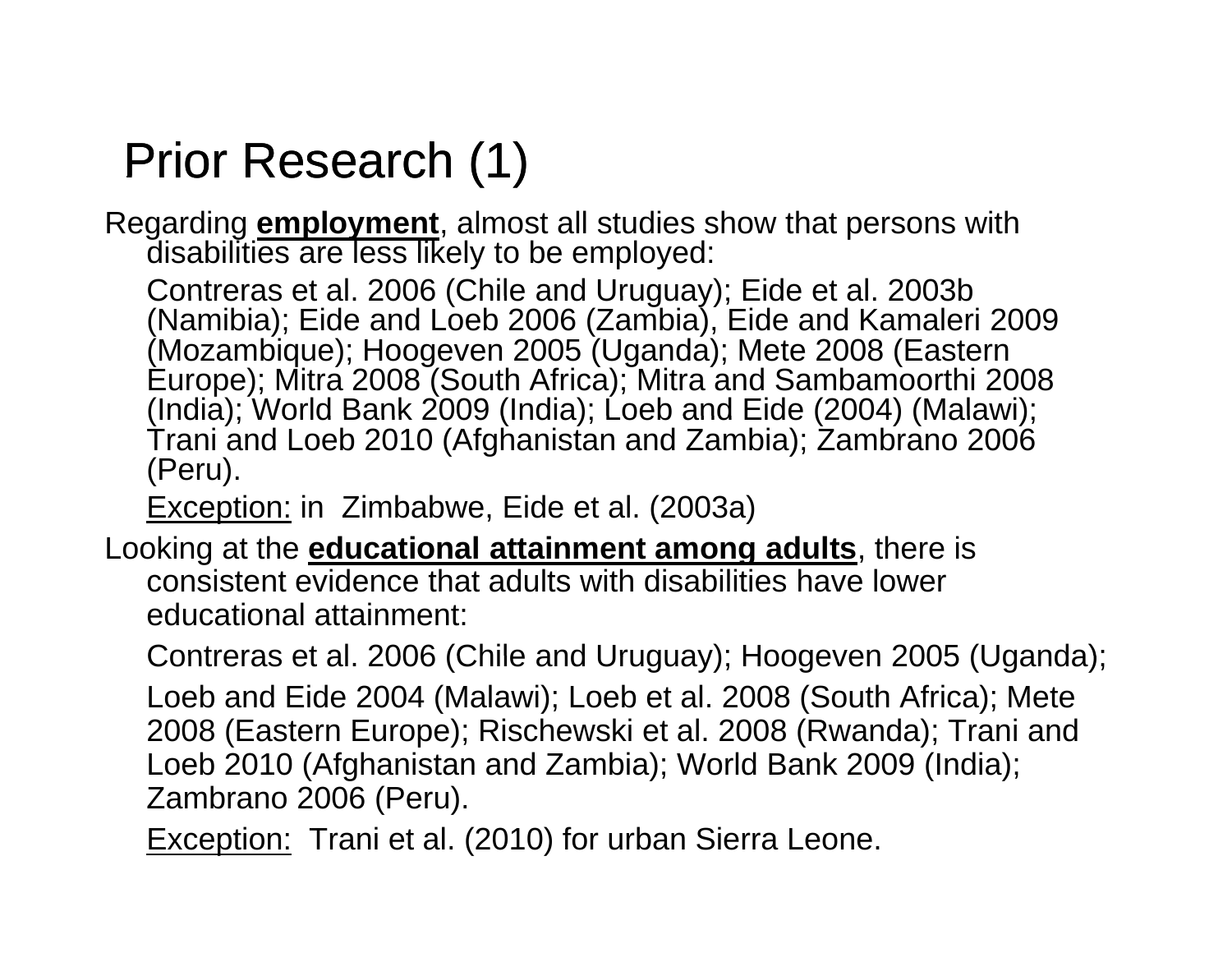# Prior Research (1)

Regarding **employment**, almost all studies show that persons with disabilities are less likely to be employed:

Contreras et al. 2006 (Chile and Uruguay); Eide et al. 2003b (Namibia); Eide and Loeb 2006 (Zambia), Eide and Kamaleri 2009 (Mozambique); Hoogeven 2005 (Uganda); Mete 2008 (Eastern Europe); Mitra 2008 (South Africa); Mitra and Sambamoorthi 2008 (India); World Bank 2009 (India); Loeb and Eide (2004) (Malawi); Trani and Loeb 2010 (Afghanistan and Zambia); Zambrano 2006 (Peru).

Exception: in Zimbabwe, Eide et al. (2003a)

Looking at the **educational attainment among adults**, there is consistent evidence that adults with disabilities have lower educational attainment:

Contreras et al. 2006 (Chile and Uruguay); Hoogeven 2005 (Uganda);

Loeb and Eide 2004 (Malawi); Loeb et al. 2008 (South Africa); Mete 2008 (Eastern Europe); Rischewski et al. 2008 (Rwanda); Trani and Loeb 2010 (Afghanistan and Zambia); World Bank 2009 (India); Zambrano 2006 (Peru).

Exception: Trani et al. (2010) for urban Sierra Leone.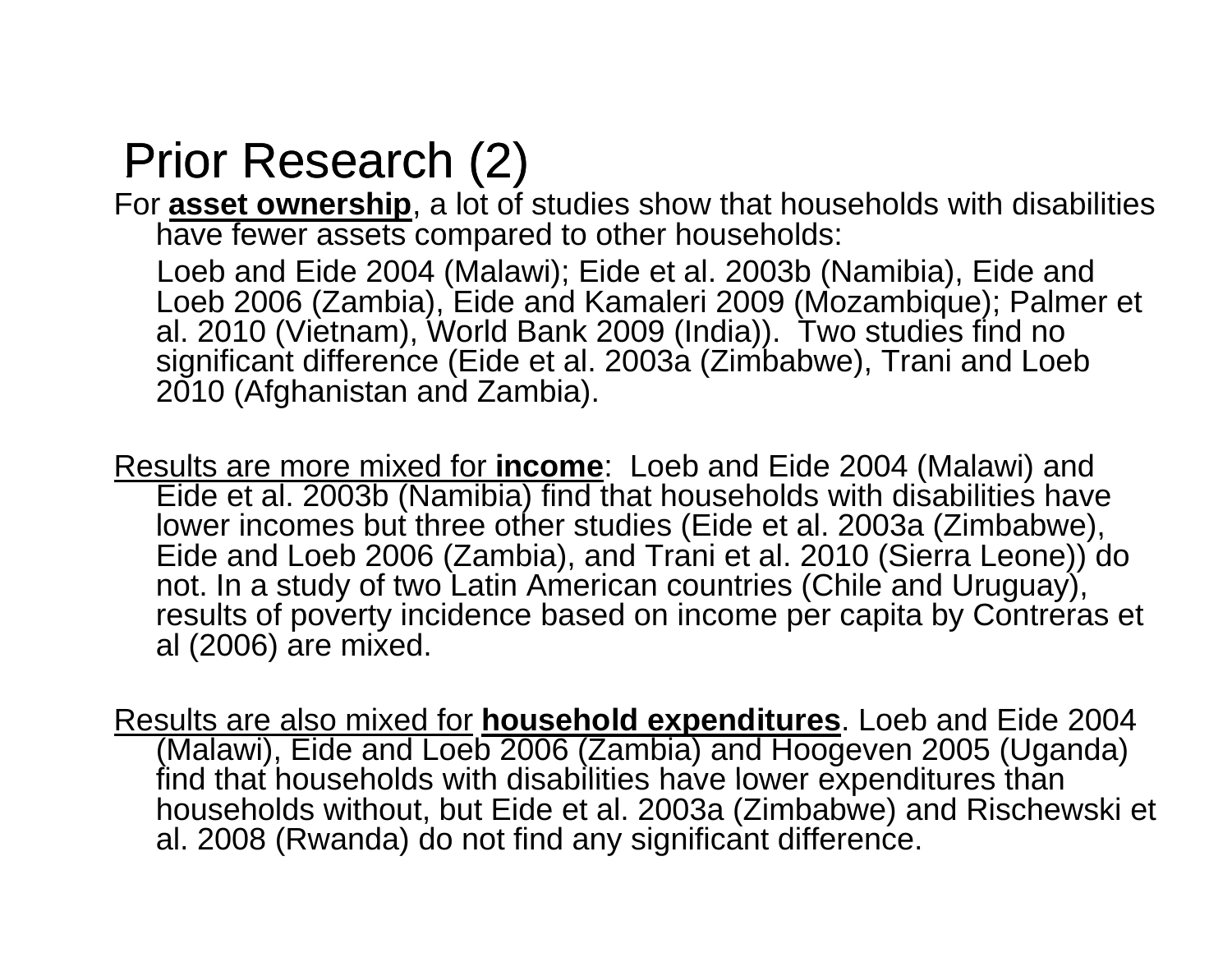# Prior Research (2)

For **asset ownership**, a lot of studies show that households with disabilities have fewer assets compared to other households:

Loeb and Eide 2004 (Malawi); Eide et al. 2003b (Namibia), Eide and Loeb 2006 (Zambia), Eide and Kamaleri 2009 (Mozambique); Palmer et al. 2010 (Vietnam), World Bank 2009 (India)). Two studies find no significant difference (Eide et al. 2003a (Zimbabwe), Trani and Loeb 2010 (Afghanistan and Zambia).

Results are more mixed for **income**: Loeb and Eide 2004 (Malawi) and Eide et al. 2003b (Namibia) find that households with disabilities have lower incomes but three other studies (Eide et al. 2003a (Zimbabwe), Eide and Loeb 2006 (Zambia), and Trani et al. 2010 (Sierra Leone)) do not. In a study of two Latin American countries (Chile and Uruguay), results of poverty incidence based on income per capita by Contreras et al (2006) are mixed.

Results are also mixed for **household expenditures**. Loeb and Eide 2004 (Malawi), Eide and Loeb 2006 (Zambia) and Hoogeven 2005 (Uganda) find that households with disabilities have lower expenditures than households without, but Eide et al. 2003a (Zimbabwe) and Rischewski et al. 2008 (Rwanda) do not find any significant difference.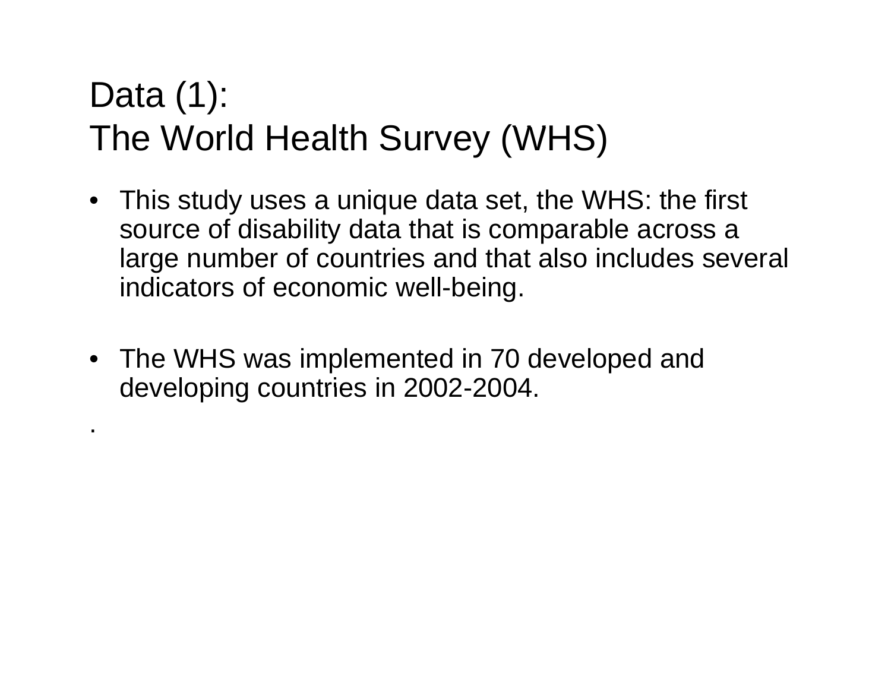# Data (1):
# The World Health Survey (WHS)

- This study uses a unique data set, the WHS: the first source of disability data that is comparable across a large number of countries and that also includes several indicators of economic well-being.

- The WHS was implemented in 70 developed and developing countries in 2002-2004.

.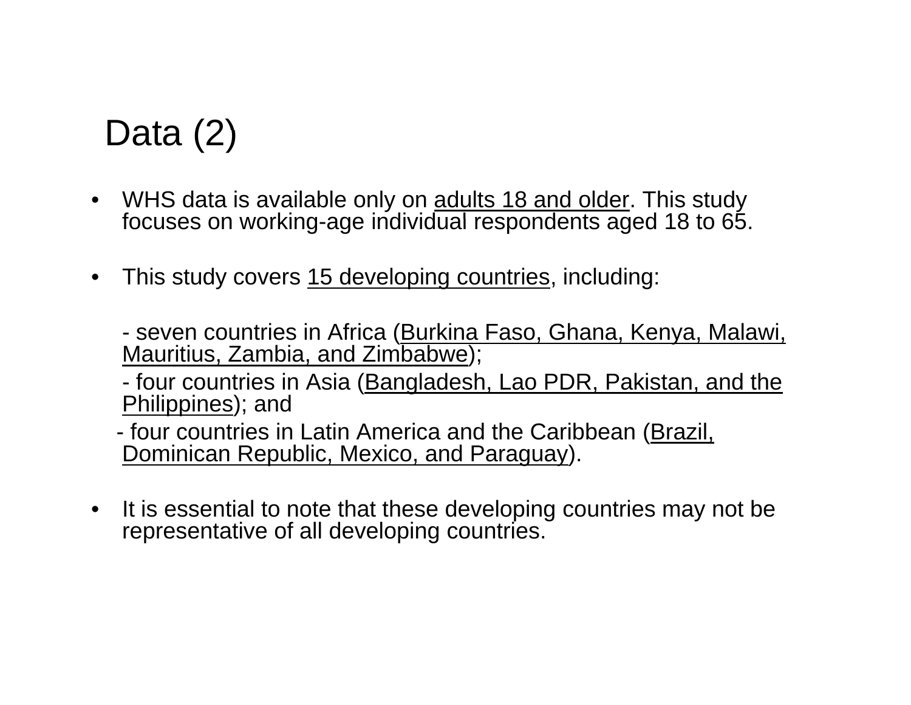# Data (2)

- WHS data is available only on adults 18 and older. This study focuses on working-age individual respondents aged 18 to 65.

- This study covers 15 developing countries, including:

  - seven countries in Africa (Burkina Faso, Ghana, Kenya, Malawi, Mauritius, Zambia, and Zimbabwe);
  - four countries in Asia (Bangladesh, Lao PDR, Pakistan, and the Philippines); and
  - four countries in Latin America and the Caribbean (Brazil, Dominican Republic, Mexico, and Paraguay).

- It is essential to note that these developing countries may not be representative of all developing countries.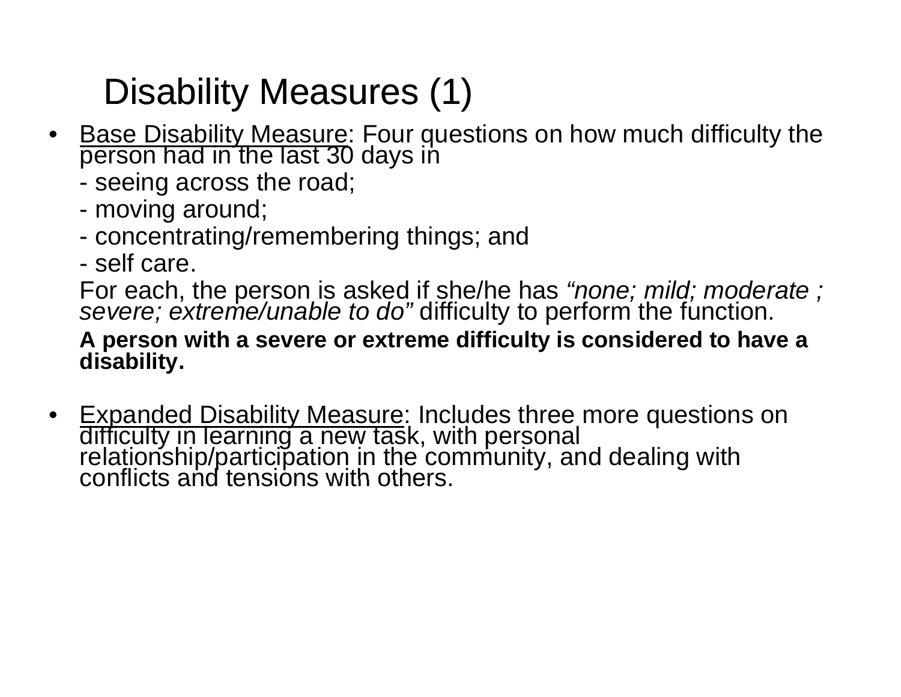# Disability Measures (1)

- Base Disability Measure: Four questions on how much difficulty the person had in the last 30 days in

  - seeing across the road;

  - moving around;

  - concentrating/remembering things; and

  - self care.

  For each, the person is asked if she/he has *"none; mild; moderate ; severe; extreme/unable to do"* difficulty to perform the function.

  **A person with a severe or extreme difficulty is considered to have a disability.**

- Expanded Disability Measure: Includes three more questions on difficulty in learning a new task, with personal relationship/participation in the community, and dealing with conflicts and tensions with others.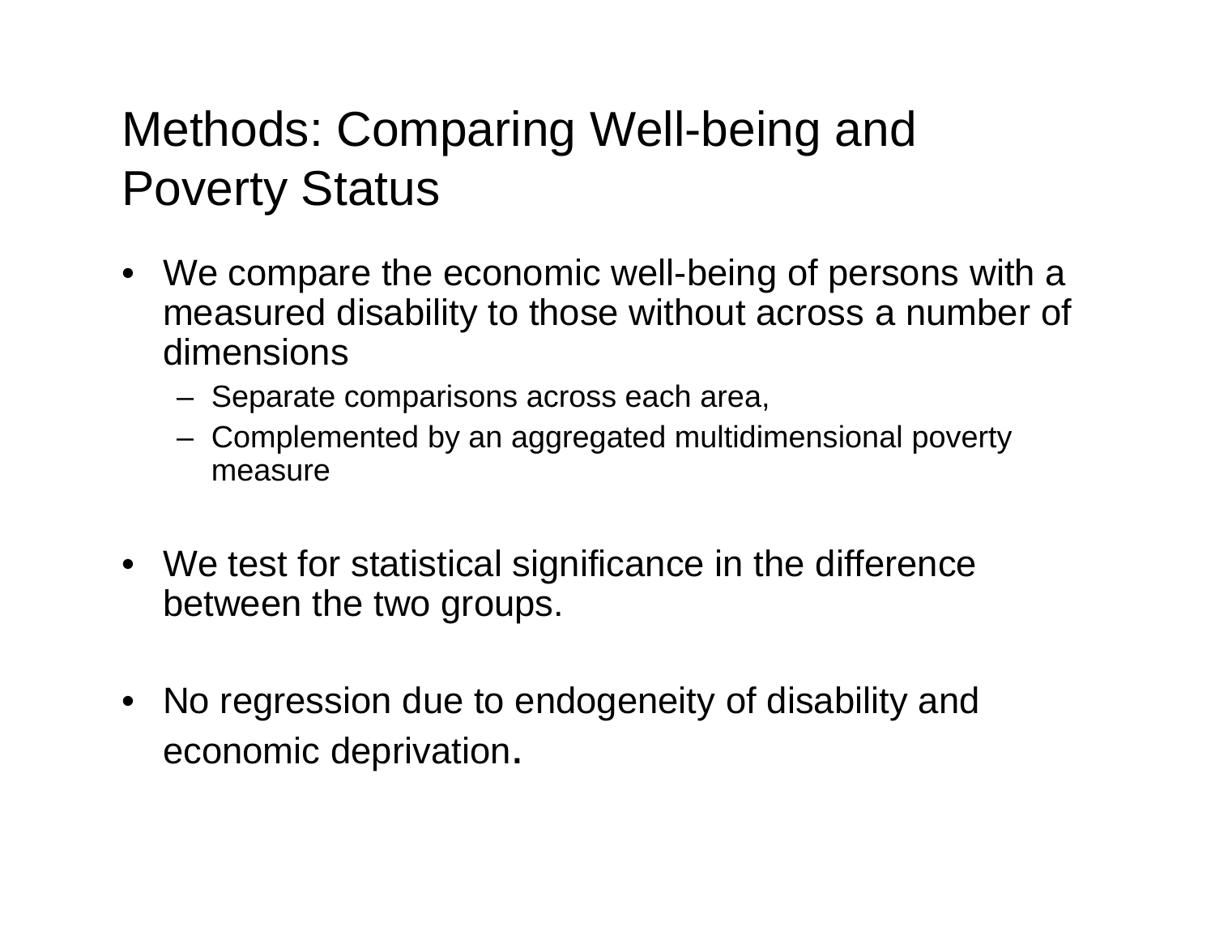# Methods: Comparing Well-being and Poverty Status

- We compare the economic well-being of persons with a measured disability to those without across a number of dimensions
  - Separate comparisons across each area,
  - Complemented by an aggregated multidimensional poverty measure

- We test for statistical significance in the difference between the two groups.

- No regression due to endogeneity of disability and economic deprivation.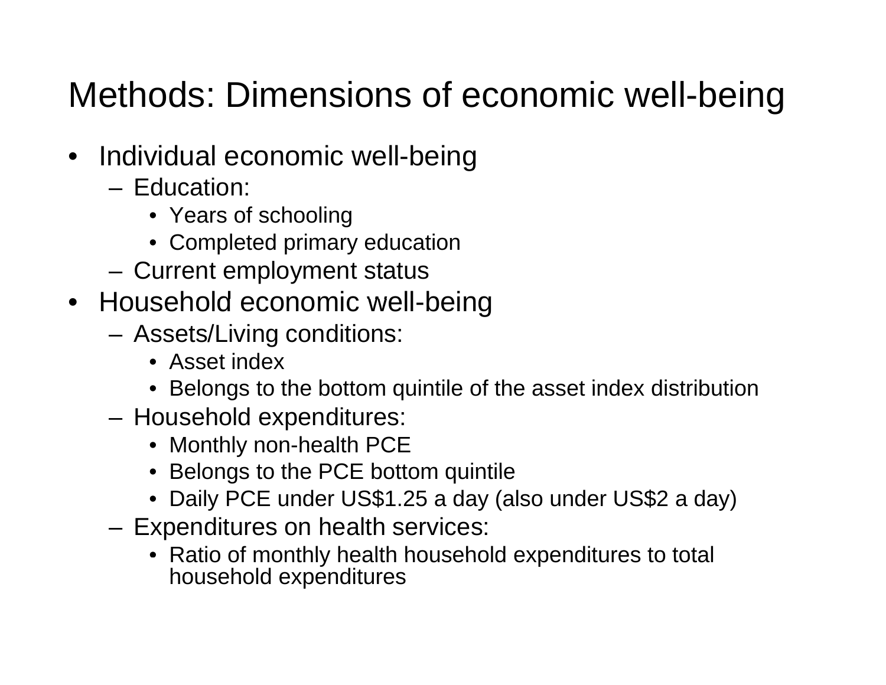# Methods: Dimensions of economic well-being

- Individual economic well-being
  - Education:
    - Years of schooling
    - Completed primary education
  - Current employment status
- Household economic well-being
  - Assets/Living conditions:
    - Asset index
    - Belongs to the bottom quintile of the asset index distribution
  - Household expenditures:
    - Monthly non-health PCE
    - Belongs to the PCE bottom quintile
    - Daily PCE under US$1.25 a day (also under US$2 a day)
  - Expenditures on health services:
    - Ratio of monthly health household expenditures to total household expenditures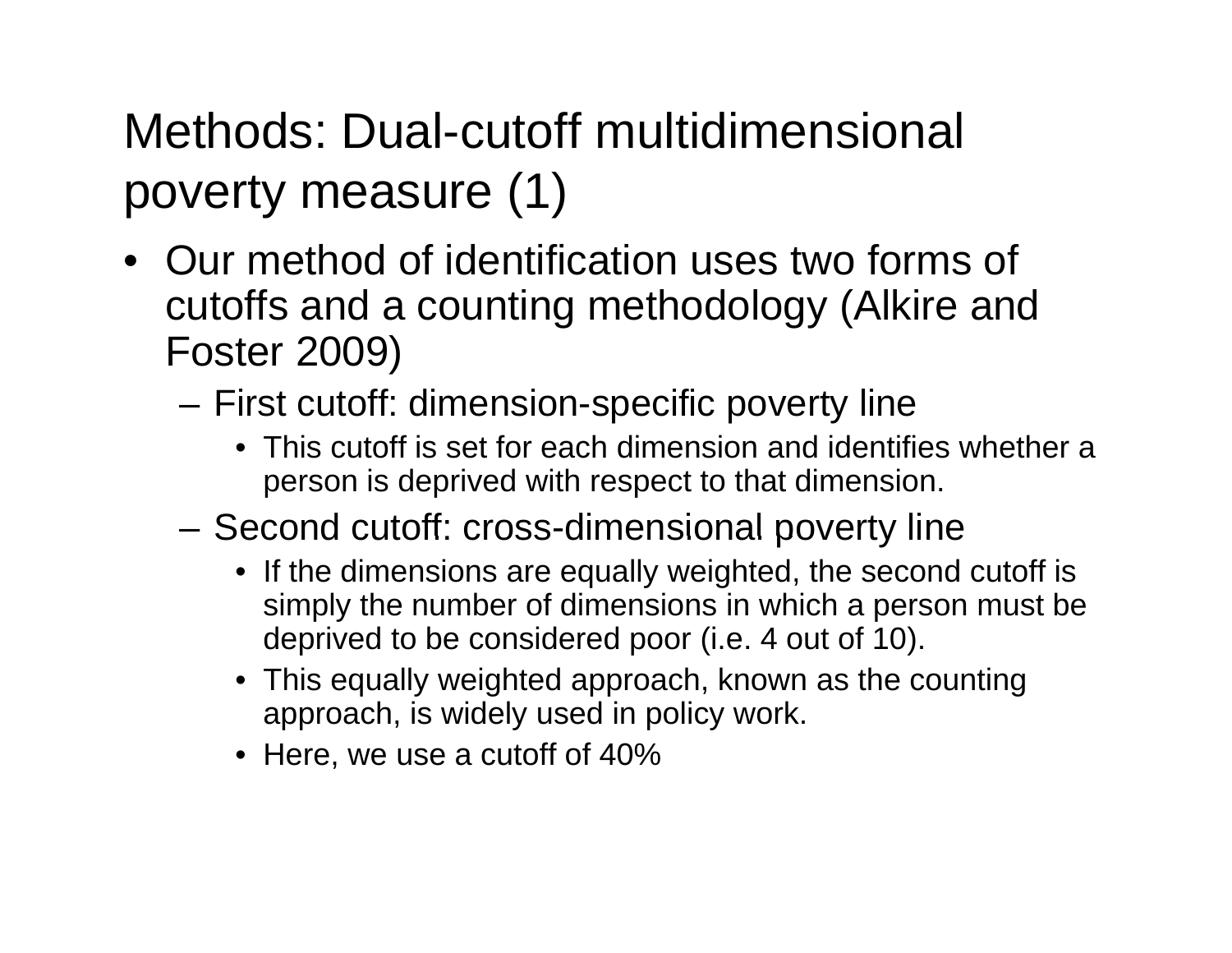# Methods: Dual-cutoff multidimensional poverty measure (1)

- Our method of identification uses two forms of cutoffs and a counting methodology (Alkire and Foster 2009)
  - First cutoff: dimension-specific poverty line
    - This cutoff is set for each dimension and identifies whether a person is deprived with respect to that dimension.
  - Second cutoff: cross-dimensional poverty line
    - If the dimensions are equally weighted, the second cutoff is simply the number of dimensions in which a person must be deprived to be considered poor (i.e. 4 out of 10).
    - This equally weighted approach, known as the counting approach, is widely used in policy work.
    - Here, we use a cutoff of 40%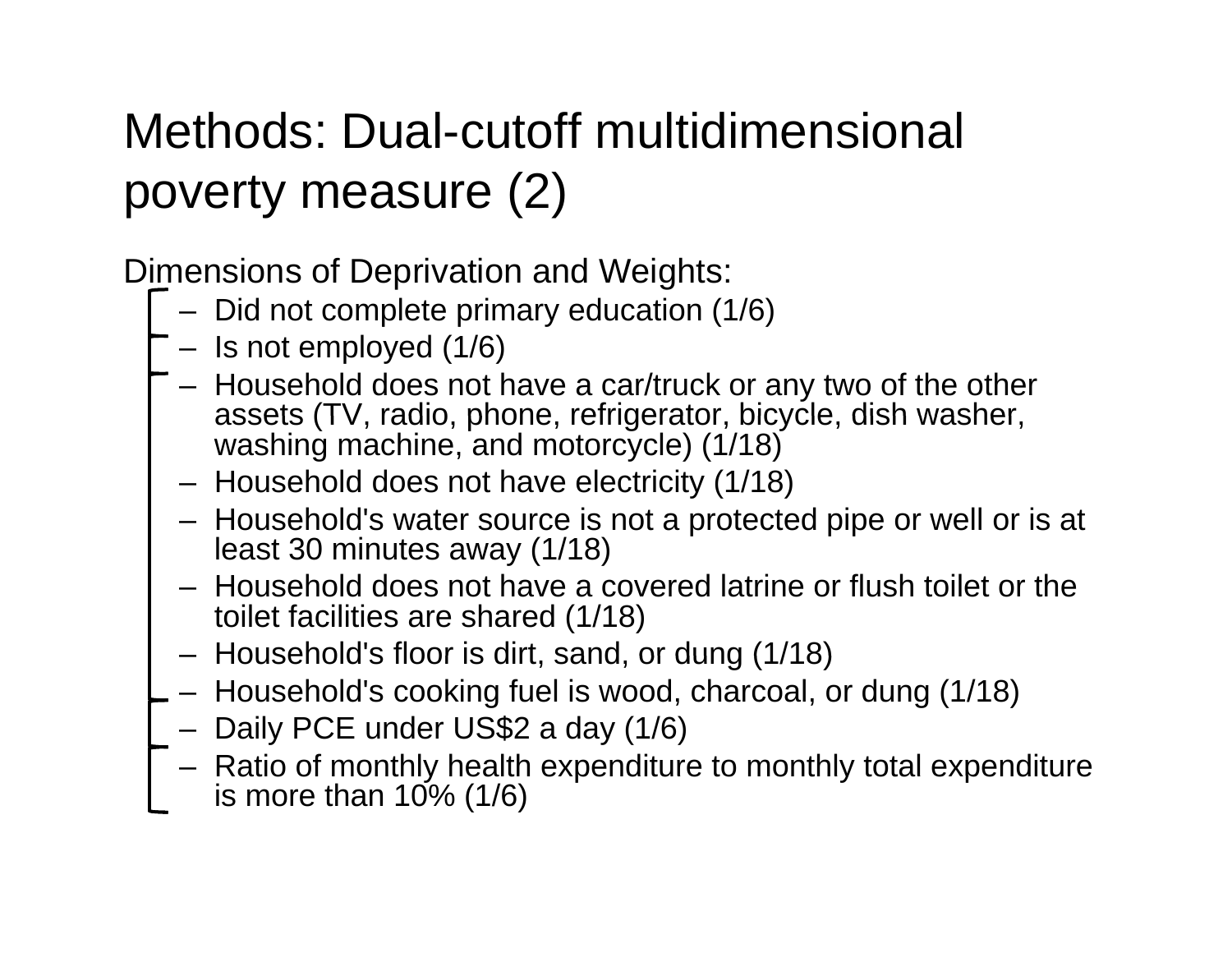# Methods: Dual-cutoff multidimensional poverty measure (2)

Dimensions of Deprivation and Weights:

- Did not complete primary education (1/6)
- Is not employed (1/6)
- Household does not have a car/truck or any two of the other assets (TV, radio, phone, refrigerator, bicycle, dish washer, washing machine, and motorcycle) (1/18)
- Household does not have electricity (1/18)
- Household's water source is not a protected pipe or well or is at least 30 minutes away (1/18)
- Household does not have a covered latrine or flush toilet or the toilet facilities are shared (1/18)
- Household's floor is dirt, sand, or dung (1/18)
- Household's cooking fuel is wood, charcoal, or dung (1/18)
- Daily PCE under US$2 a day (1/6)
- Ratio of monthly health expenditure to monthly total expenditure is more than 10% (1/6)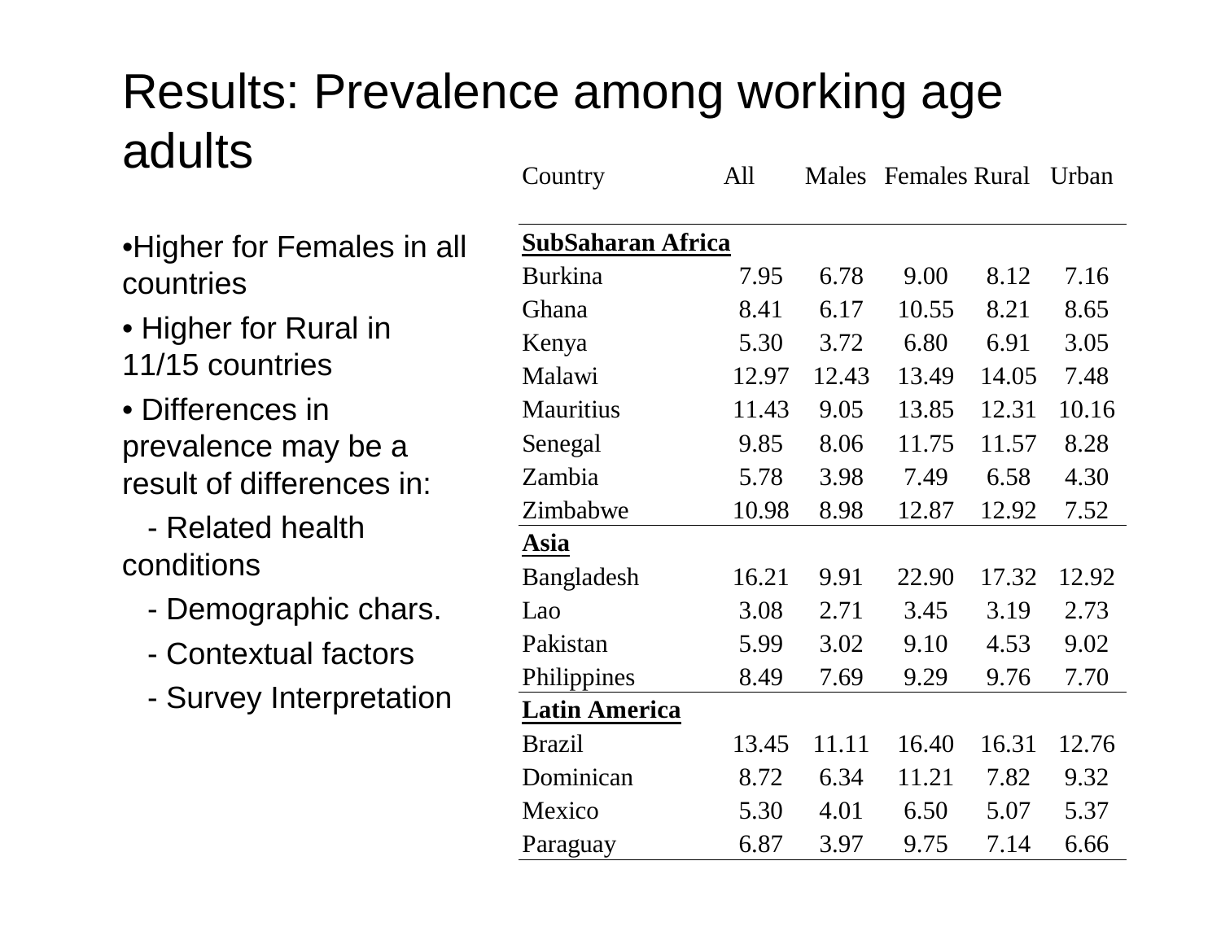# Results: Prevalence among working age adults

- Higher for Females in all countries
- Higher for Rural in 11/15 countries
- Differences in prevalence may be a result of differences in:
  - Related health conditions
  - Demographic chars.
  - Contextual factors
  - Survey Interpretation

| Country | All | Males | Females | Rural | Urban |
|---|---|---|---|---|---|
| **SubSaharan Africa** | | | | | |
| Burkina | 7.95 | 6.78 | 9.00 | 8.12 | 7.16 |
| Ghana | 8.41 | 6.17 | 10.55 | 8.21 | 8.65 |
| Kenya | 5.30 | 3.72 | 6.80 | 6.91 | 3.05 |
| Malawi | 12.97 | 12.43 | 13.49 | 14.05 | 7.48 |
| Mauritius | 11.43 | 9.05 | 13.85 | 12.31 | 10.16 |
| Senegal | 9.85 | 8.06 | 11.75 | 11.57 | 8.28 |
| Zambia | 5.78 | 3.98 | 7.49 | 6.58 | 4.30 |
| Zimbabwe | 10.98 | 8.98 | 12.87 | 12.92 | 7.52 |
| **Asia** | | | | | |
| Bangladesh | 16.21 | 9.91 | 22.90 | 17.32 | 12.92 |
| Lao | 3.08 | 2.71 | 3.45 | 3.19 | 2.73 |
| Pakistan | 5.99 | 3.02 | 9.10 | 4.53 | 9.02 |
| Philippines | 8.49 | 7.69 | 9.29 | 9.76 | 7.70 |
| **Latin America** | | | | | |
| Brazil | 13.45 | 11.11 | 16.40 | 16.31 | 12.76 |
| Dominican | 8.72 | 6.34 | 11.21 | 7.82 | 9.32 |
| Mexico | 5.30 | 4.01 | 6.50 | 5.07 | 5.37 |
| Paraguay | 6.87 | 3.97 | 9.75 | 7.14 | 6.66 |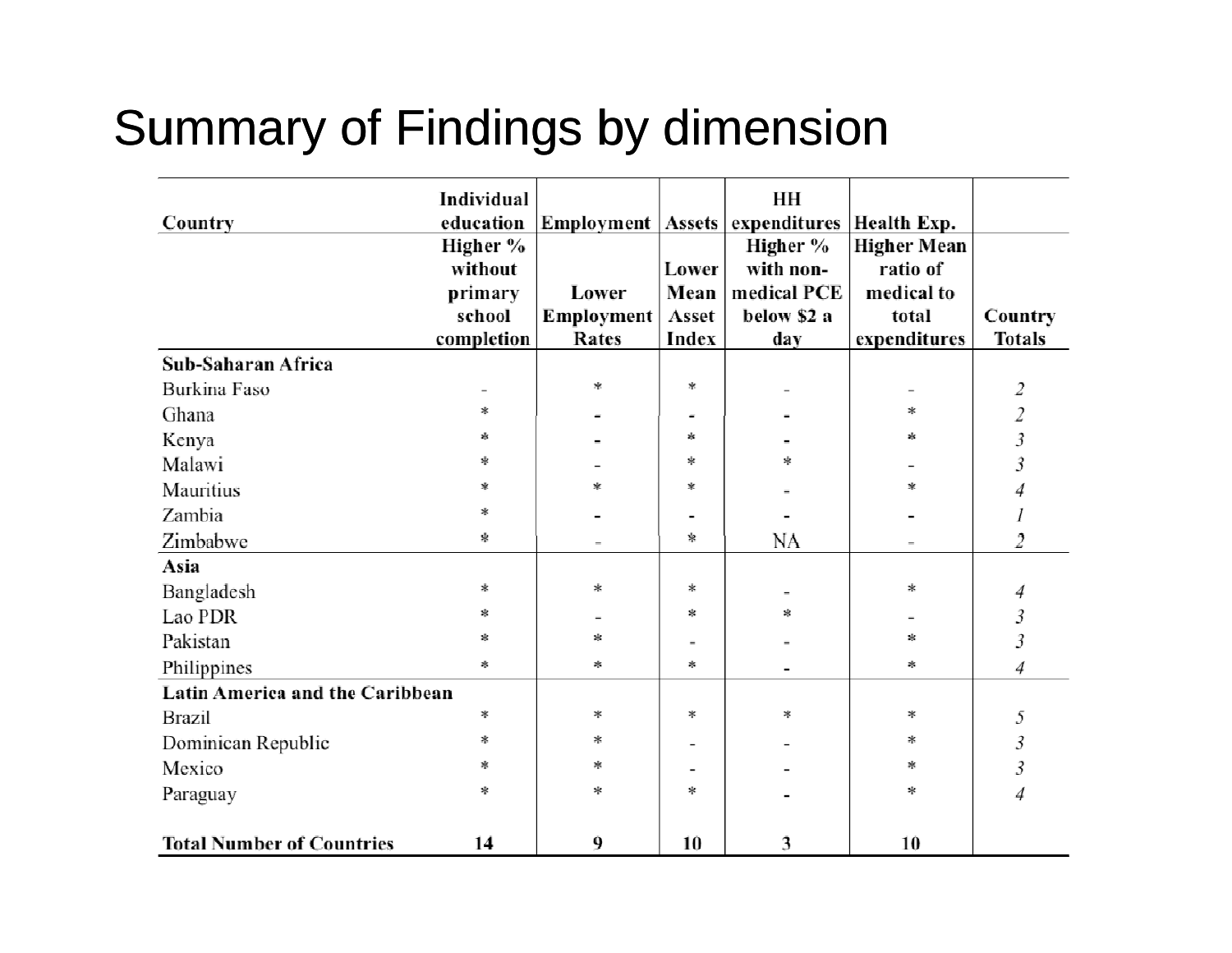# Summary of Findings by dimension

| Country | Individual education | Employment | Assets | HH expenditures | Health Exp. | |
|---|---|---|---|---|---|---|
| | Higher % without primary school completion | Lower Employment Rates | Lower Mean Asset Index | Higher % with non-medical PCE below $2 a day | Higher Mean ratio of medical to total expenditures | Country Totals |
| **Sub-Saharan Africa** | | | | | | |
| Burkina Faso | - | * | * | - | - | *2* |
| Ghana | * | - | - | - | * | *2* |
| Kenya | * | - | * | - | * | *3* |
| Malawi | * | - | * | * | - | *3* |
| Mauritius | * | * | * | - | * | *4* |
| Zambia | * | - | - | - | - | *1* |
| Zimbabwe | * | - | * | NA | - | *2* |
| **Asia** | | | | | | |
| Bangladesh | * | * | * | - | * | *4* |
| Lao PDR | * | - | * | * | - | *3* |
| Pakistan | * | * | - | - | * | *3* |
| Philippines | * | * | * | - | * | *4* |
| **Latin America and the Caribbean** | | | | | | |
| Brazil | * | * | * | * | * | *5* |
| Dominican Republic | * | * | - | - | * | *3* |
| Mexico | * | * | - | - | * | *3* |
| Paraguay | * | * | * | - | * | *4* |
| **Total Number of Countries** | **14** | **9** | **10** | **3** | **10** | |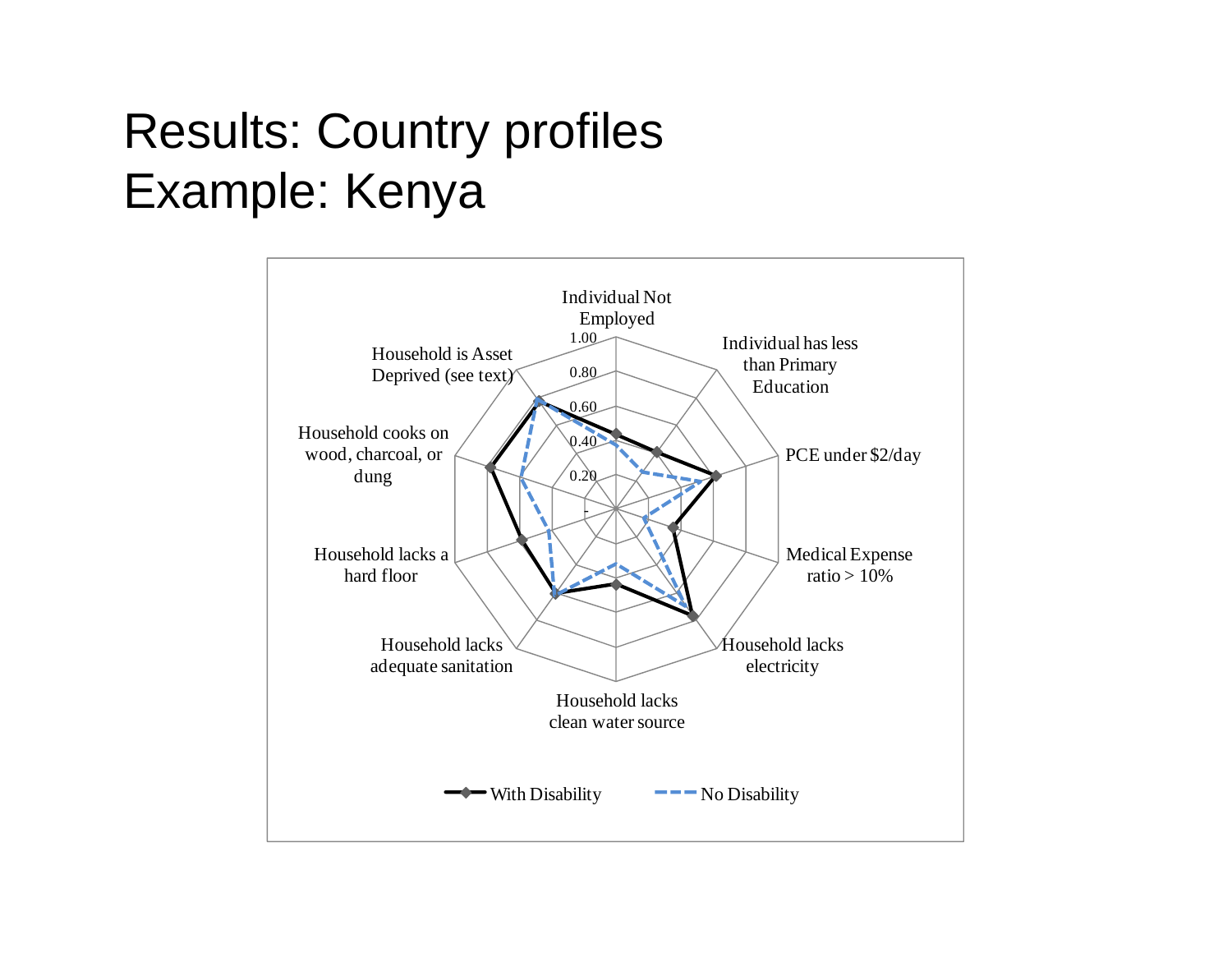# Results: Country profiles
# Example: Kenya

Individual Not Employed

Individual has less than Primary Education

PCE under $2/day

Medical Expense ratio > 10%

Household lacks electricity

Household lacks clean water source

Household lacks adequate sanitation

Household lacks a hard floor

Household cooks on wood, charcoal, or dung

Household is Asset Deprived (see text)

1.00
0.80
0.60
0.40
0.20
-

With Disability    No Disability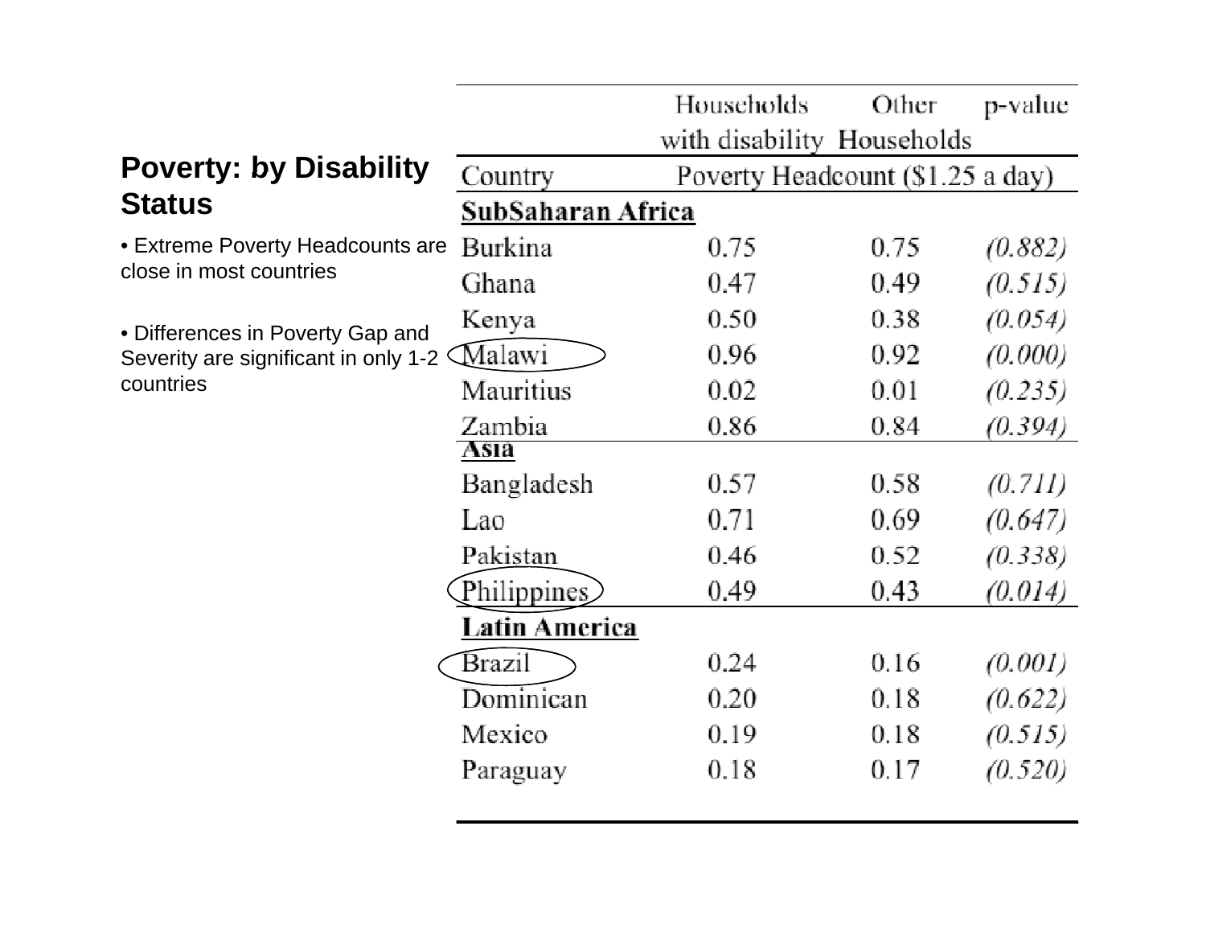## Poverty: by Disability Status

- Extreme Poverty Headcounts are close in most countries
- Differences in Poverty Gap and Severity are significant in only 1-2 countries

| | Households with disability | Other Households | p-value |
|---|---|---|---|
| Country | Poverty Headcount ($1.25 a day) | | |
| **SubSaharan Africa** | | | |
| Burkina | 0.75 | 0.75 | *(0.882)* |
| Ghana | 0.47 | 0.49 | *(0.515)* |
| Kenya | 0.50 | 0.38 | *(0.054)* |
| Malawi | 0.96 | 0.92 | *(0.000)* |
| Mauritius | 0.02 | 0.01 | *(0.235)* |
| Zambia | 0.86 | 0.84 | *(0.394)* |
| **Asia** | | | |
| Bangladesh | 0.57 | 0.58 | *(0.711)* |
| Lao | 0.71 | 0.69 | *(0.647)* |
| Pakistan | 0.46 | 0.52 | *(0.338)* |
| Philippines | 0.49 | 0.43 | *(0.014)* |
| **Latin America** | | | |
| Brazil | 0.24 | 0.16 | *(0.001)* |
| Dominican | 0.20 | 0.18 | *(0.622)* |
| Mexico | 0.19 | 0.18 | *(0.515)* |
| Paraguay | 0.18 | 0.17 | *(0.520)* |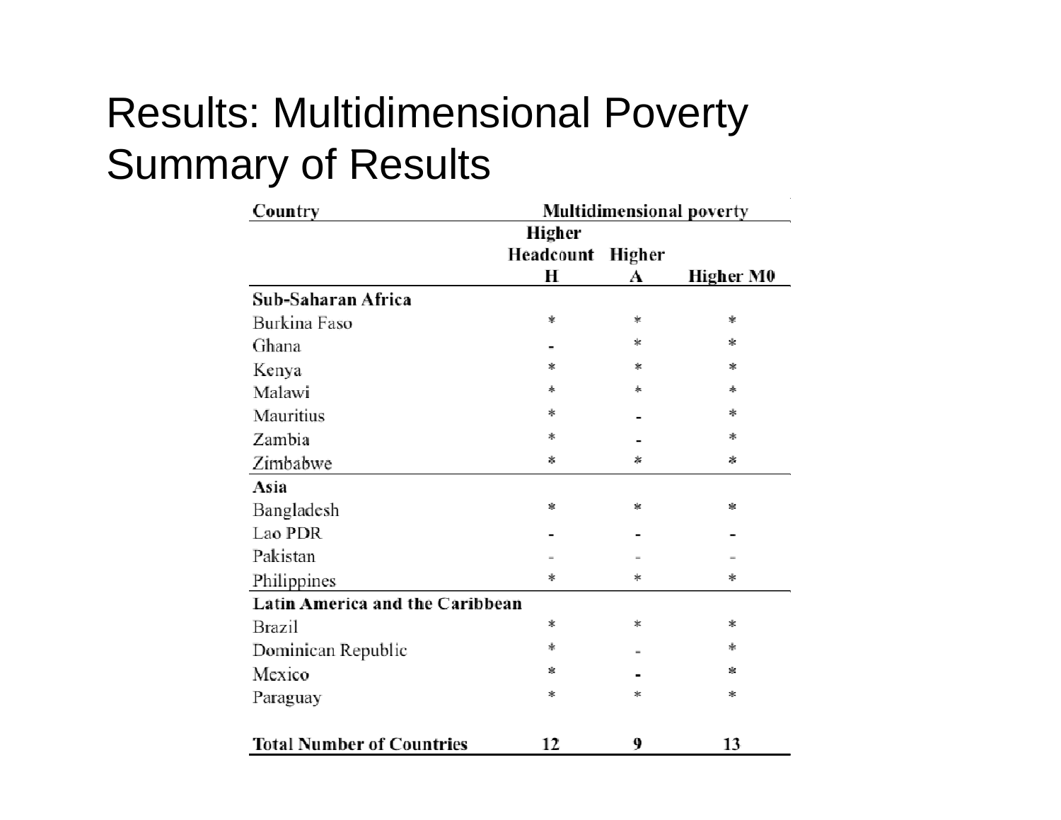# Results: Multidimensional Poverty Summary of Results

| Country | Multidimensional poverty | | |
|---|---|---|---|
| | Higher Headcount H | Higher A | Higher M0 |
| **Sub-Saharan Africa** | | | |
| Burkina Faso | * | * | * |
| Ghana | - | * | * |
| Kenya | * | * | * |
| Malawi | * | * | * |
| Mauritius | * | - | * |
| Zambia | * | - | * |
| Zimbabwe | * | * | * |
| **Asia** | | | |
| Bangladesh | * | * | * |
| Lao PDR | - | - | - |
| Pakistan | - | - | - |
| Philippines | * | * | * |
| **Latin America and the Caribbean** | | | |
| Brazil | * | * | * |
| Dominican Republic | * | - | * |
| Mexico | * | - | * |
| Paraguay | * | * | * |
| **Total Number of Countries** | **12** | **9** | **13** |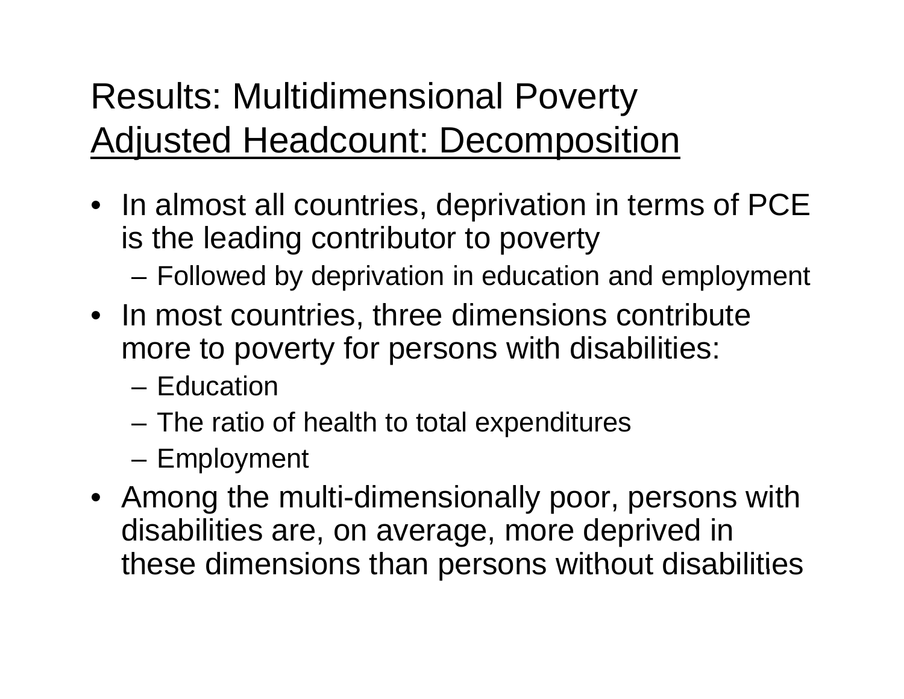# Results: Multidimensional Poverty

## Adjusted Headcount: Decomposition

- In almost all countries, deprivation in terms of PCE is the leading contributor to poverty
  - Followed by deprivation in education and employment
- In most countries, three dimensions contribute more to poverty for persons with disabilities:
  - Education
  - The ratio of health to total expenditures
  - Employment
- Among the multi-dimensionally poor, persons with disabilities are, on average, more deprived in these dimensions than persons without disabilities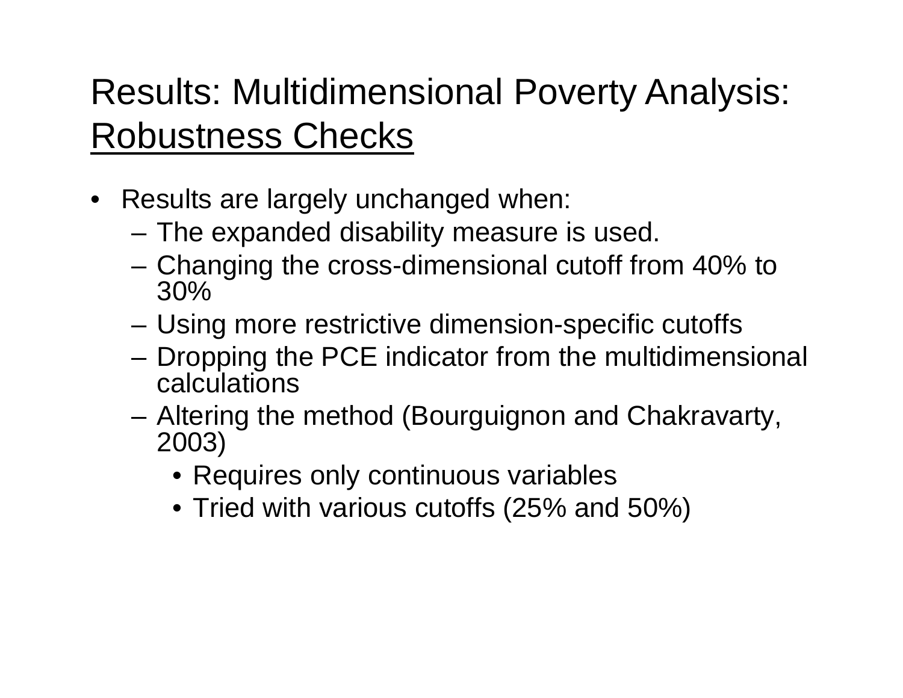# Results: Multidimensional Poverty Analysis: Robustness Checks

- Results are largely unchanged when:
  - The expanded disability measure is used.
  - Changing the cross-dimensional cutoff from 40% to 30%
  - Using more restrictive dimension-specific cutoffs
  - Dropping the PCE indicator from the multidimensional calculations
  - Altering the method (Bourguignon and Chakravarty, 2003)
    - Requires only continuous variables
    - Tried with various cutoffs (25% and 50%)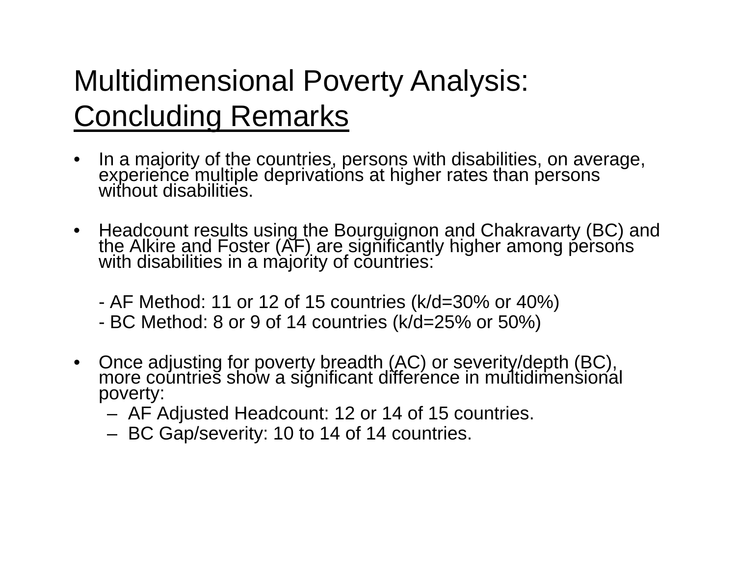# Multidimensional Poverty Analysis: Concluding Remarks

- In a majority of the countries, persons with disabilities, on average, experience multiple deprivations at higher rates than persons without disabilities.

- Headcount results using the Bourguignon and Chakravarty (BC) and the Alkire and Foster (AF) are significantly higher among persons with disabilities in a majority of countries:

  - AF Method: 11 or 12 of 15 countries (k/d=30% or 40%)
  - BC Method: 8 or 9 of 14 countries (k/d=25% or 50%)

- Once adjusting for poverty breadth (AC) or severity/depth (BC), more countries show a significant difference in multidimensional poverty:
  - AF Adjusted Headcount: 12 or 14 of 15 countries.
  - BC Gap/severity: 10 to 14 of 14 countries.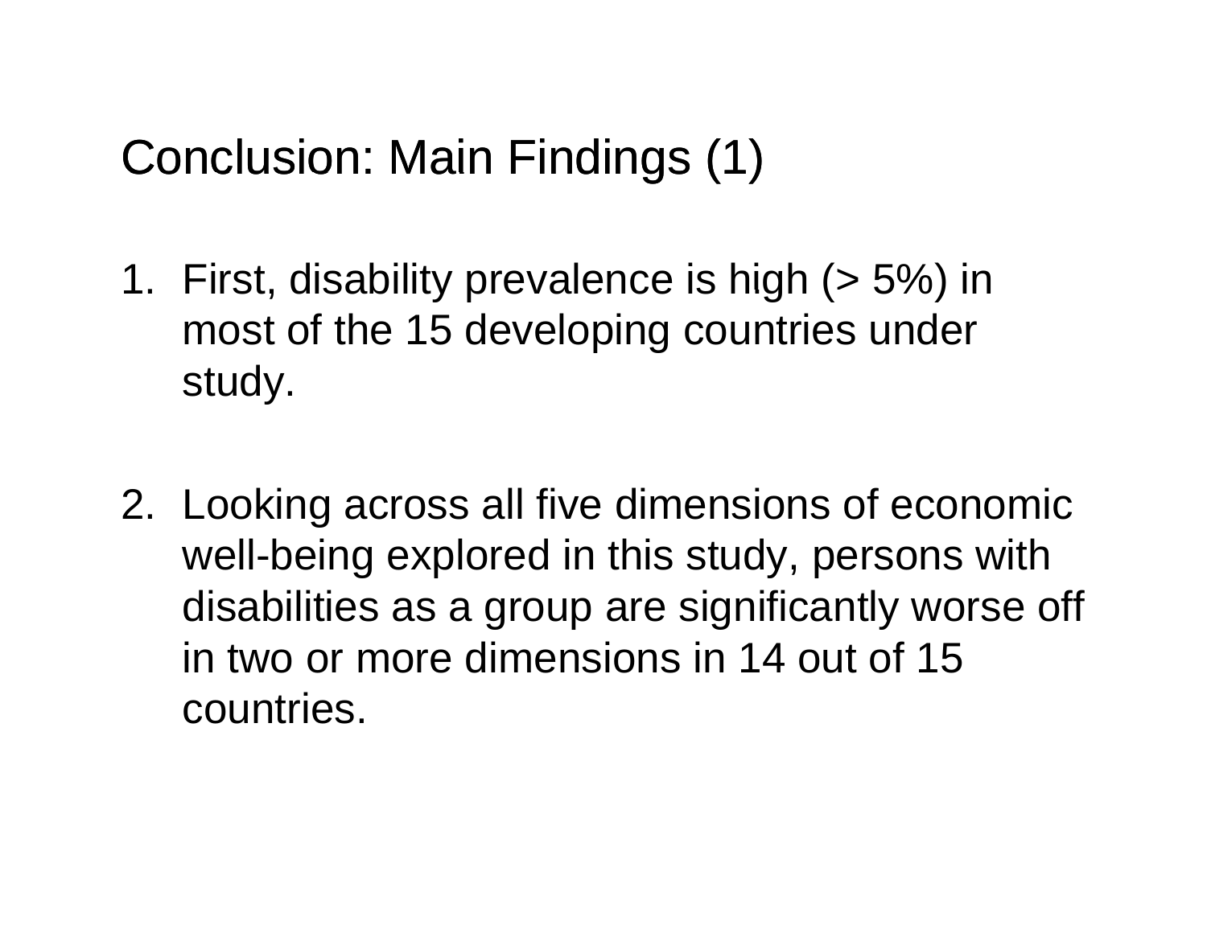# Conclusion: Main Findings (1)

1. First, disability prevalence is high (> 5%) in most of the 15 developing countries under study.

2. Looking across all five dimensions of economic well-being explored in this study, persons with disabilities as a group are significantly worse off in two or more dimensions in 14 out of 15 countries.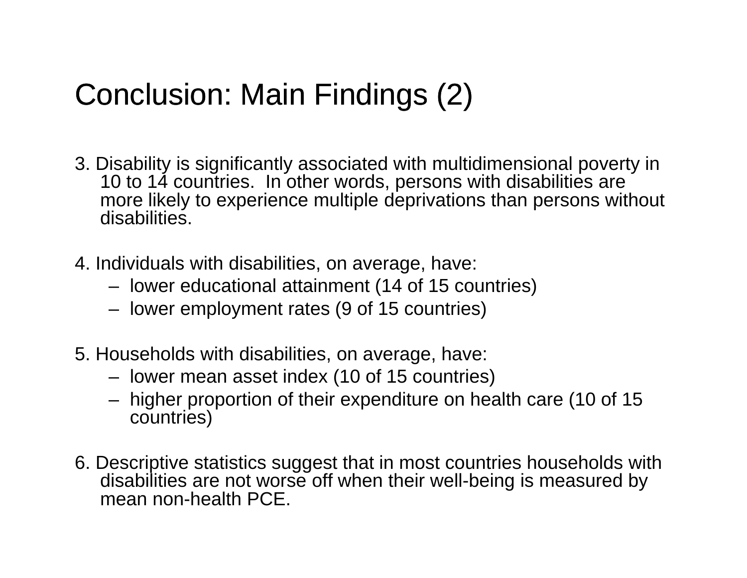# Conclusion: Main Findings (2)

3. Disability is significantly associated with multidimensional poverty in 10 to 14 countries. In other words, persons with disabilities are more likely to experience multiple deprivations than persons without disabilities.

4. Individuals with disabilities, on average, have:
   - lower educational attainment (14 of 15 countries)
   - lower employment rates (9 of 15 countries)

5. Households with disabilities, on average, have:
   - lower mean asset index (10 of 15 countries)
   - higher proportion of their expenditure on health care (10 of 15 countries)

6. Descriptive statistics suggest that in most countries households with disabilities are not worse off when their well-being is measured by mean non-health PCE.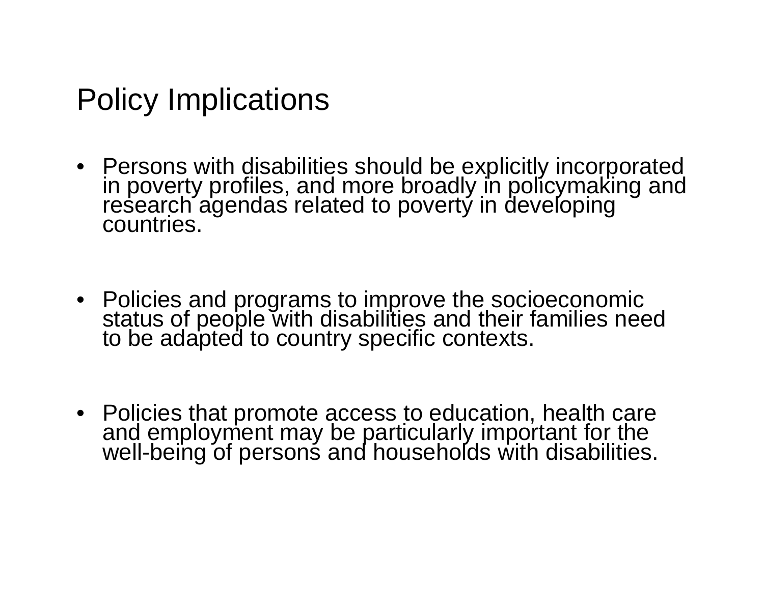# Policy Implications

- Persons with disabilities should be explicitly incorporated in poverty profiles, and more broadly in policymaking and research agendas related to poverty in developing countries.

- Policies and programs to improve the socioeconomic status of people with disabilities and their families need to be adapted to country specific contexts.

- Policies that promote access to education, health care and employment may be particularly important for the well-being of persons and households with disabilities.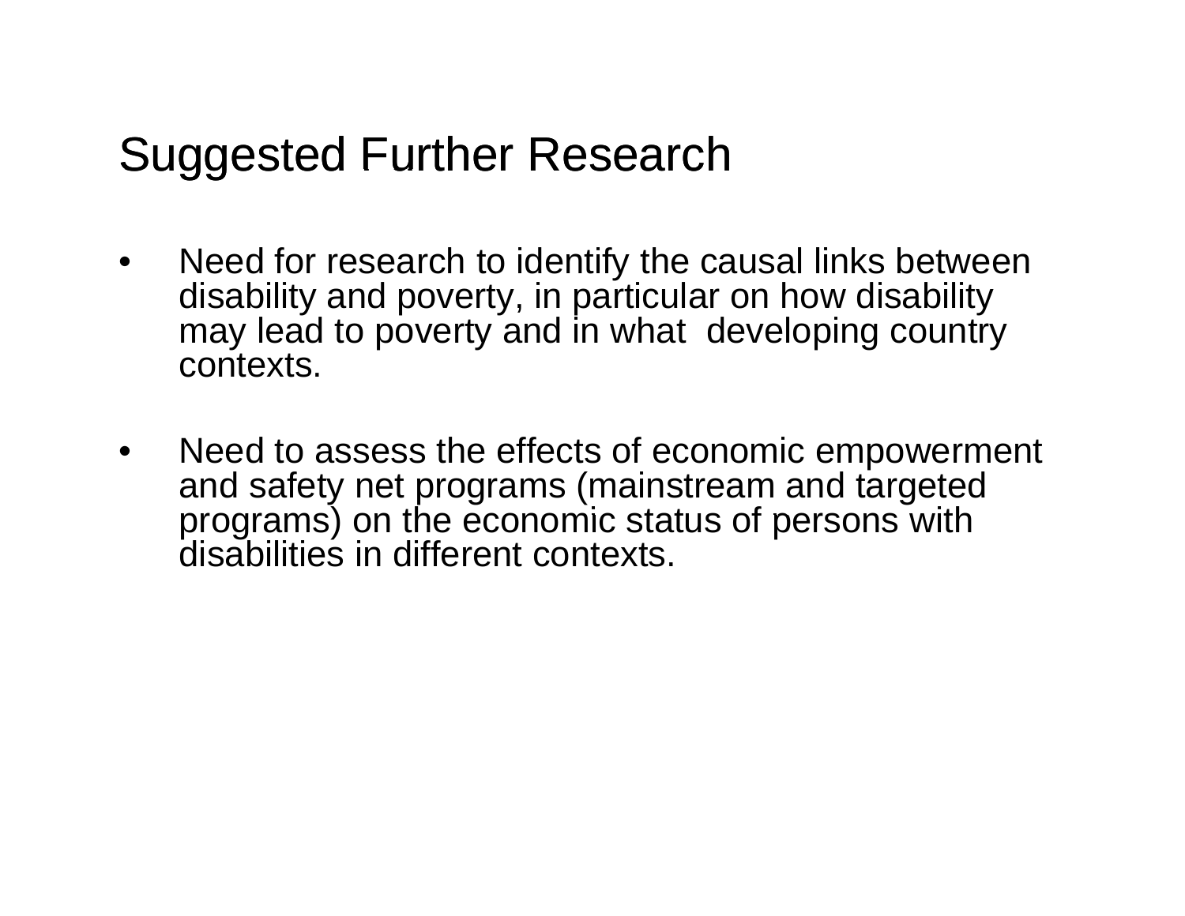## Suggested Further Research

- Need for research to identify the causal links between disability and poverty, in particular on how disability may lead to poverty and in what developing country contexts.
- Need to assess the effects of economic empowerment and safety net programs (mainstream and targeted programs) on the economic status of persons with disabilities in different contexts.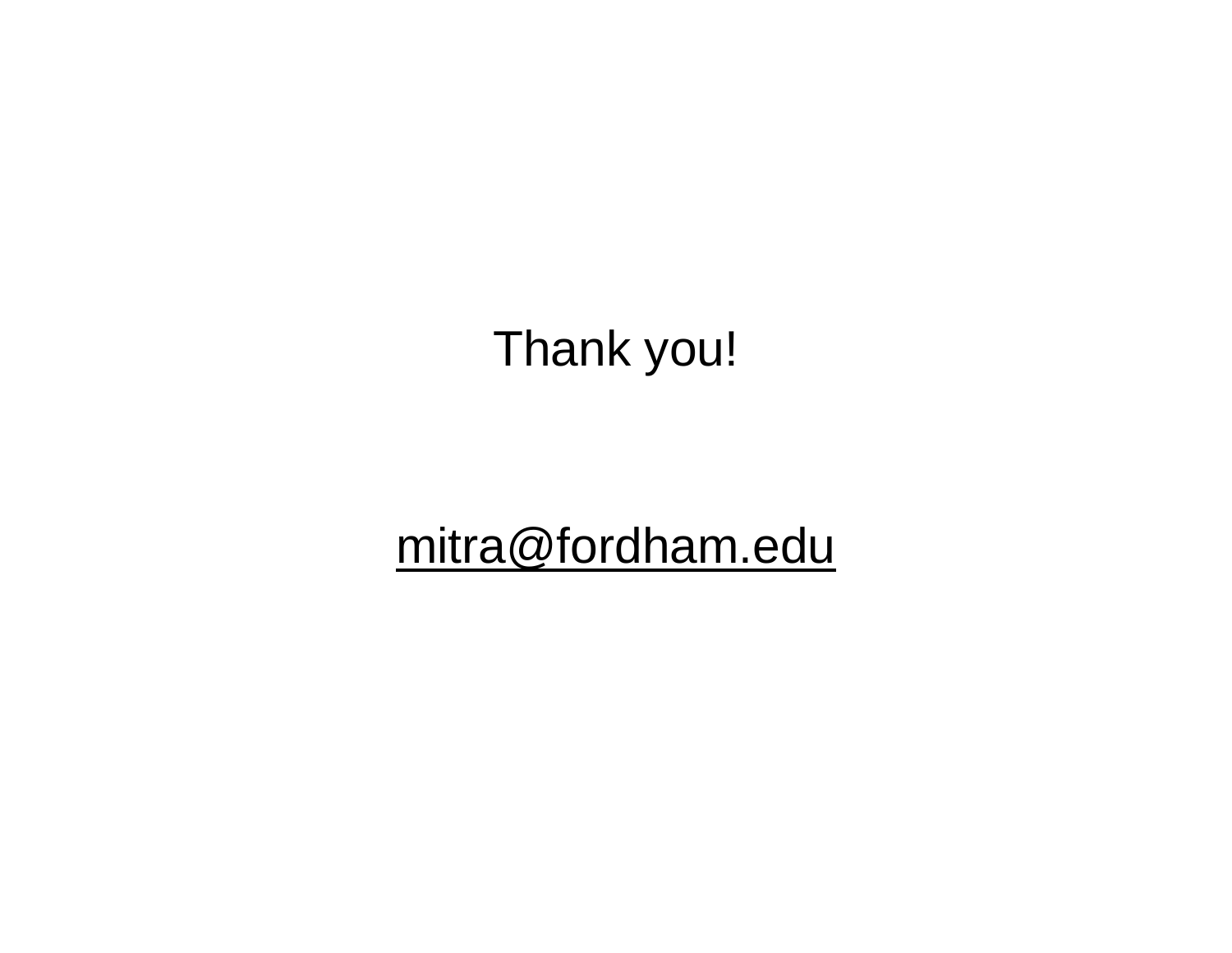Thank you!

mitra@fordham.edu